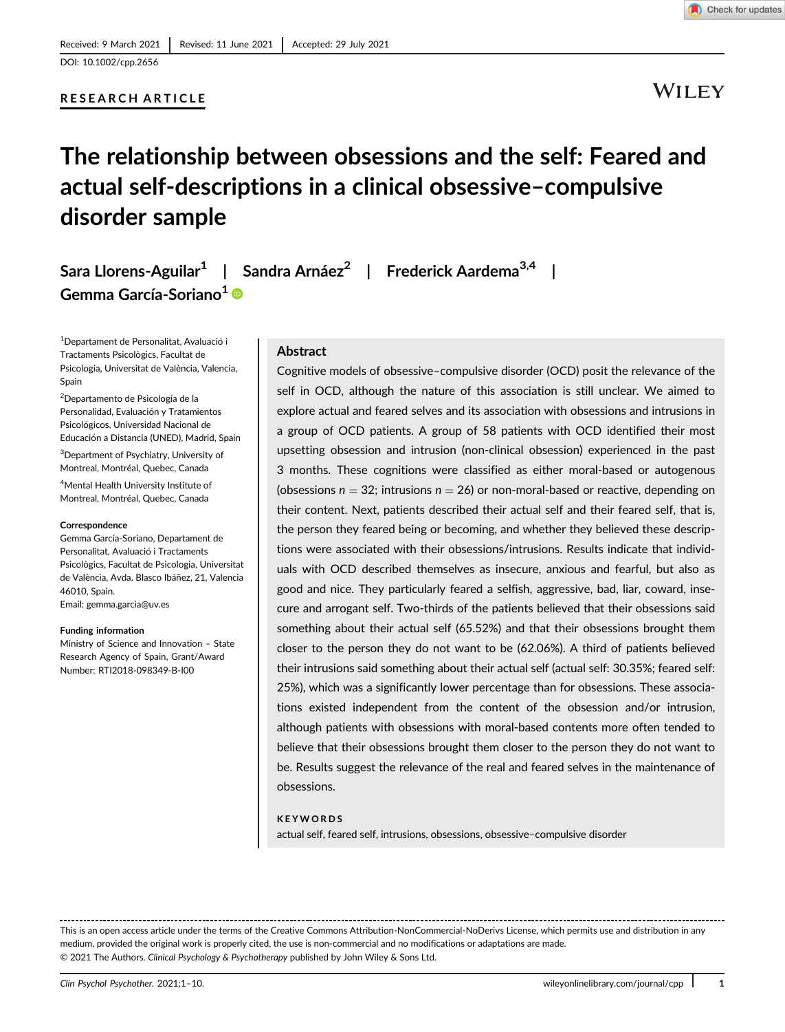Received: 9 March 2021 | Revised: 11 June 2021 | Accepted: 29 July 2021

DOI: 10.1002/cpp.2656

**RESEARCH ARTICLE**

# The relationship between obsessions and the self: Feared and actual self-descriptions in a clinical obsessive–compulsive disorder sample

Sara Llorens-Aguilar[1] | Sandra Arnáez[2] | Frederick Aardema[3,4] | Gemma García-Soriano[1]

[1]Departament de Personalitat, Avaluació i Tractaments Psicològics, Facultat de Psicologia, Universitat de València, Valencia, Spain

[2]Departamento de Psicología de la Personalidad, Evaluación y Tratamientos Psicológicos, Universidad Nacional de Educación a Distancia (UNED), Madrid, Spain

[3]Department of Psychiatry, University of Montreal, Montréal, Quebec, Canada

[4]Mental Health University Institute of Montreal, Montréal, Quebec, Canada

**Correspondence**
Gemma García-Soriano, Departament de Personalitat, Avaluació i Tractaments Psicològics, Facultat de Psicologia, Universitat de València, Avda. Blasco Ibáñez, 21, Valencia 46010, Spain.
Email: gemma.garcia@uv.es

**Funding information**
Ministry of Science and Innovation – State Research Agency of Spain, Grant/Award Number: RTI2018-098349-B-I00

## Abstract

Cognitive models of obsessive–compulsive disorder (OCD) posit the relevance of the self in OCD, although the nature of this association is still unclear. We aimed to explore actual and feared selves and its association with obsessions and intrusions in a group of OCD patients. A group of 58 patients with OCD identified their most upsetting obsession and intrusion (non-clinical obsession) experienced in the past 3 months. These cognitions were classified as either moral-based or autogenous (obsessions $n = 32$; intrusions $n = 26$) or non-moral-based or reactive, depending on their content. Next, patients described their actual self and their feared self, that is, the person they feared being or becoming, and whether they believed these descriptions were associated with their obsessions/intrusions. Results indicate that individuals with OCD described themselves as insecure, anxious and fearful, but also as good and nice. They particularly feared a selfish, aggressive, bad, liar, coward, insecure and arrogant self. Two-thirds of the patients believed that their obsessions said something about their actual self (65.52%) and that their obsessions brought them closer to the person they do not want to be (62.06%). A third of patients believed their intrusions said something about their actual self (actual self: 30.35%; feared self: 25%), which was a significantly lower percentage than for obsessions. These associations existed independent from the content of the obsession and/or intrusion, although patients with obsessions with moral-based contents more often tended to believe that their obsessions brought them closer to the person they do not want to be. Results suggest the relevance of the real and feared selves in the maintenance of obsessions.

**KEYWORDS**

actual self, feared self, intrusions, obsessions, obsessive–compulsive disorder

This is an open access article under the terms of the Creative Commons Attribution-NonCommercial-NoDerivs License, which permits use and distribution in any medium, provided the original work is properly cited, the use is non-commercial and no modifications or adaptations are made.
© 2021 The Authors. *Clinical Psychology & Psychotherapy* published by John Wiley & Sons Ltd.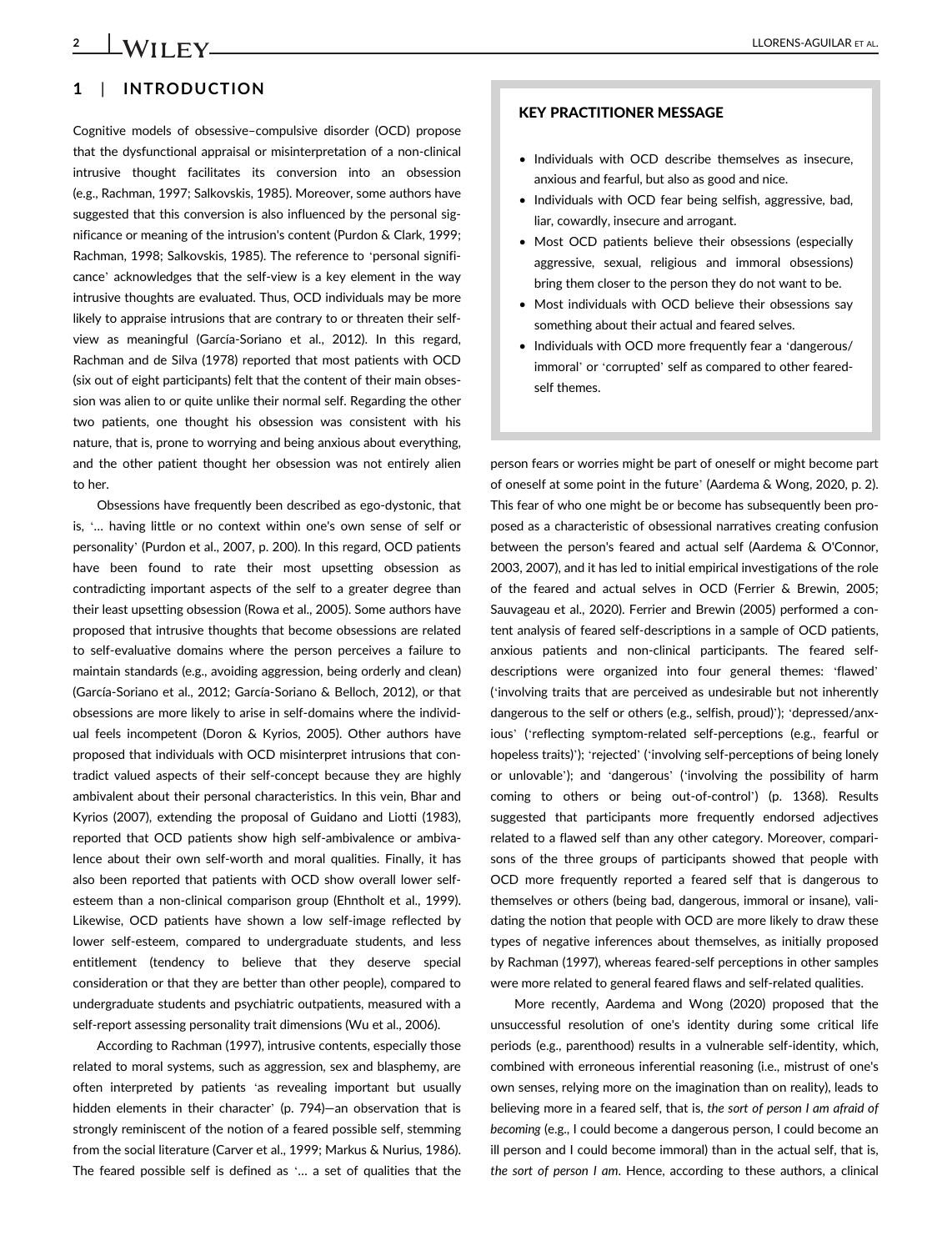## 1 | INTRODUCTION

Cognitive models of obsessive–compulsive disorder (OCD) propose that the dysfunctional appraisal or misinterpretation of a non-clinical intrusive thought facilitates its conversion into an obsession (e.g., Rachman, 1997; Salkovskis, 1985). Moreover, some authors have suggested that this conversion is also influenced by the personal significance or meaning of the intrusion's content (Purdon & Clark, 1999; Rachman, 1998; Salkovskis, 1985). The reference to 'personal significance' acknowledges that the self-view is a key element in the way intrusive thoughts are evaluated. Thus, OCD individuals may be more likely to appraise intrusions that are contrary to or threaten their self-view as meaningful (García-Soriano et al., 2012). In this regard, Rachman and de Silva (1978) reported that most patients with OCD (six out of eight participants) felt that the content of their main obsession was alien to or quite unlike their normal self. Regarding the other two patients, one thought his obsession was consistent with his nature, that is, prone to worrying and being anxious about everything, and the other patient thought her obsession was not entirely alien to her.

Obsessions have frequently been described as ego-dystonic, that is, '… having little or no context within one's own sense of self or personality' (Purdon et al., 2007, p. 200). In this regard, OCD patients have been found to rate their most upsetting obsession as contradicting important aspects of the self to a greater degree than their least upsetting obsession (Rowa et al., 2005). Some authors have proposed that intrusive thoughts that become obsessions are related to self-evaluative domains where the person perceives a failure to maintain standards (e.g., avoiding aggression, being orderly and clean) (García-Soriano et al., 2012; García-Soriano & Belloch, 2012), or that obsessions are more likely to arise in self-domains where the individual feels incompetent (Doron & Kyrios, 2005). Other authors have proposed that individuals with OCD misinterpret intrusions that contradict valued aspects of their self-concept because they are highly ambivalent about their personal characteristics. In this vein, Bhar and Kyrios (2007), extending the proposal of Guidano and Liotti (1983), reported that OCD patients show high self-ambivalence or ambivalence about their own self-worth and moral qualities. Finally, it has also been reported that patients with OCD show overall lower self-esteem than a non-clinical comparison group (Ehntholt et al., 1999). Likewise, OCD patients have shown a low self-image reflected by lower self-esteem, compared to undergraduate students, and less entitlement (tendency to believe that they deserve special consideration or that they are better than other people), compared to undergraduate students and psychiatric outpatients, measured with a self-report assessing personality trait dimensions (Wu et al., 2006).

According to Rachman (1997), intrusive contents, especially those related to moral systems, such as aggression, sex and blasphemy, are often interpreted by patients 'as revealing important but usually hidden elements in their character' (p. 794)—an observation that is strongly reminiscent of the notion of a feared possible self, stemming from the social literature (Carver et al., 1999; Markus & Nurius, 1986). The feared possible self is defined as '… a set of qualities that the person fears or worries might be part of oneself or might become part of oneself at some point in the future' (Aardema & Wong, 2020, p. 2). This fear of who one might be or become has subsequently been proposed as a characteristic of obsessional narratives creating confusion between the person's feared and actual self (Aardema & O'Connor, 2003, 2007), and it has led to initial empirical investigations of the role of the feared and actual selves in OCD (Ferrier & Brewin, 2005; Sauvageau et al., 2020). Ferrier and Brewin (2005) performed a content analysis of feared self-descriptions in a sample of OCD patients, anxious patients and non-clinical participants. The feared self-descriptions were organized into four general themes: 'flawed' ('involving traits that are perceived as undesirable but not inherently dangerous to the self or others (e.g., selfish, proud)'); 'depressed/anxious' ('reflecting symptom-related self-perceptions (e.g., fearful or hopeless traits)'); 'rejected' ('involving self-perceptions of being lonely or unlovable'); and 'dangerous' ('involving the possibility of harm coming to others or being out-of-control') (p. 1368). Results suggested that participants more frequently endorsed adjectives related to a flawed self than any other category. Moreover, comparisons of the three groups of participants showed that people with OCD more frequently reported a feared self that is dangerous to themselves or others (being bad, dangerous, immoral or insane), validating the notion that people with OCD are more likely to draw these types of negative inferences about themselves, as initially proposed by Rachman (1997), whereas feared-self perceptions in other samples were more related to general feared flaws and self-related qualities.

More recently, Aardema and Wong (2020) proposed that the unsuccessful resolution of one's identity during some critical life periods (e.g., parenthood) results in a vulnerable self-identity, which, combined with erroneous inferential reasoning (i.e., mistrust of one's own senses, relying more on the imagination than on reality), leads to believing more in a feared self, that is, *the sort of person I am afraid of becoming* (e.g., I could become a dangerous person, I could become an ill person and I could become immoral) than in the actual self, that is, *the sort of person I am*. Hence, according to these authors, a clinical

### KEY PRACTITIONER MESSAGE

- Individuals with OCD describe themselves as insecure, anxious and fearful, but also as good and nice.
- Individuals with OCD fear being selfish, aggressive, bad, liar, cowardly, insecure and arrogant.
- Most OCD patients believe their obsessions (especially aggressive, sexual, religious and immoral obsessions) bring them closer to the person they do not want to be.
- Most individuals with OCD believe their obsessions say something about their actual and feared selves.
- Individuals with OCD more frequently fear a 'dangerous/immoral' or 'corrupted' self as compared to other feared-self themes.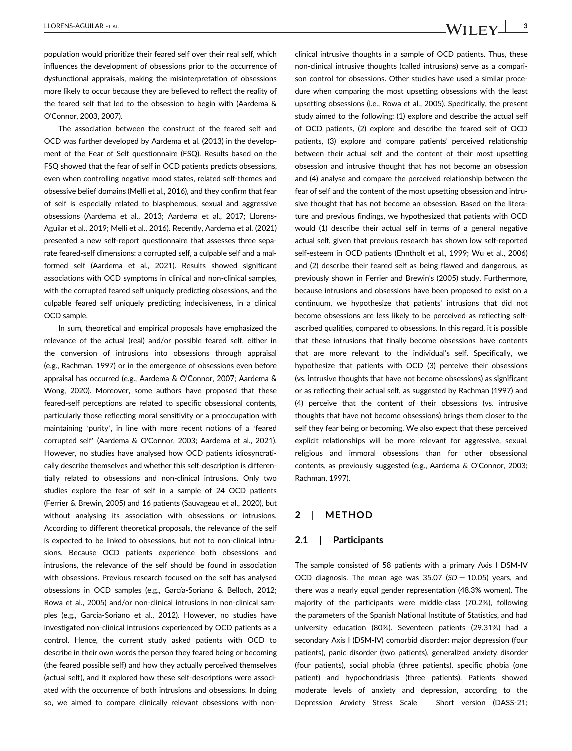population would prioritize their feared self over their real self, which influences the development of obsessions prior to the occurrence of dysfunctional appraisals, making the misinterpretation of obsessions more likely to occur because they are believed to reflect the reality of the feared self that led to the obsession to begin with (Aardema & O'Connor, 2003, 2007).

The association between the construct of the feared self and OCD was further developed by Aardema et al. (2013) in the development of the Fear of Self questionnaire (FSQ). Results based on the FSQ showed that the fear of self in OCD patients predicts obsessions, even when controlling negative mood states, related self-themes and obsessive belief domains (Melli et al., 2016), and they confirm that fear of self is especially related to blasphemous, sexual and aggressive obsessions (Aardema et al., 2013; Aardema et al., 2017; Llorens-Aguilar et al., 2019; Melli et al., 2016). Recently, Aardema et al. (2021) presented a new self-report questionnaire that assesses three separate feared-self dimensions: a corrupted self, a culpable self and a malformed self (Aardema et al., 2021). Results showed significant associations with OCD symptoms in clinical and non-clinical samples, with the corrupted feared self uniquely predicting obsessions, and the culpable feared self uniquely predicting indecisiveness, in a clinical OCD sample.

In sum, theoretical and empirical proposals have emphasized the relevance of the actual (real) and/or possible feared self, either in the conversion of intrusions into obsessions through appraisal (e.g., Rachman, 1997) or in the emergence of obsessions even before appraisal has occurred (e.g., Aardema & O'Connor, 2007; Aardema & Wong, 2020). Moreover, some authors have proposed that these feared-self perceptions are related to specific obsessional contents, particularly those reflecting moral sensitivity or a preoccupation with maintaining 'purity', in line with more recent notions of a 'feared corrupted self' (Aardema & O'Connor, 2003; Aardema et al., 2021). However, no studies have analysed how OCD patients idiosyncratically describe themselves and whether this self-description is differentially related to obsessions and non-clinical intrusions. Only two studies explore the fear of self in a sample of 24 OCD patients (Ferrier & Brewin, 2005) and 16 patients (Sauvageau et al., 2020), but without analysing its association with obsessions or intrusions. According to different theoretical proposals, the relevance of the self is expected to be linked to obsessions, but not to non-clinical intrusions. Because OCD patients experience both obsessions and intrusions, the relevance of the self should be found in association with obsessions. Previous research focused on the self has analysed obsessions in OCD samples (e.g., García-Soriano & Belloch, 2012; Rowa et al., 2005) and/or non-clinical intrusions in non-clinical samples (e.g., García-Soriano et al., 2012). However, no studies have investigated non-clinical intrusions experienced by OCD patients as a control. Hence, the current study asked patients with OCD to describe in their own words the person they feared being or becoming (the feared possible self) and how they actually perceived themselves (actual self), and it explored how these self-descriptions were associated with the occurrence of both intrusions and obsessions. In doing so, we aimed to compare clinically relevant obsessions with non-clinical intrusive thoughts in a sample of OCD patients. Thus, these non-clinical intrusive thoughts (called intrusions) serve as a comparison control for obsessions. Other studies have used a similar procedure when comparing the most upsetting obsessions with the least upsetting obsessions (i.e., Rowa et al., 2005). Specifically, the present study aimed to the following: (1) explore and describe the actual self of OCD patients, (2) explore and describe the feared self of OCD patients, (3) explore and compare patients' perceived relationship between their actual self and the content of their most upsetting obsession and intrusive thought that has not become an obsession and (4) analyse and compare the perceived relationship between the fear of self and the content of the most upsetting obsession and intrusive thought that has not become an obsession. Based on the literature and previous findings, we hypothesized that patients with OCD would (1) describe their actual self in terms of a general negative actual self, given that previous research has shown low self-reported self-esteem in OCD patients (Ehntholt et al., 1999; Wu et al., 2006) and (2) describe their feared self as being flawed and dangerous, as previously shown in Ferrier and Brewin's (2005) study. Furthermore, because intrusions and obsessions have been proposed to exist on a continuum, we hypothesize that patients' intrusions that did not become obsessions are less likely to be perceived as reflecting self-ascribed qualities, compared to obsessions. In this regard, it is possible that these intrusions that finally become obsessions have contents that are more relevant to the individual's self. Specifically, we hypothesize that patients with OCD (3) perceive their obsessions (vs. intrusive thoughts that have not become obsessions) as significant or as reflecting their actual self, as suggested by Rachman (1997) and (4) perceive that the content of their obsessions (vs. intrusive thoughts that have not become obsessions) brings them closer to the self they fear being or becoming. We also expect that these perceived explicit relationships will be more relevant for aggressive, sexual, religious and immoral obsessions than for other obsessional contents, as previously suggested (e.g., Aardema & O'Connor, 2003; Rachman, 1997).

## 2 | METHOD

### 2.1 | Participants

The sample consisted of 58 patients with a primary Axis I DSM-IV OCD diagnosis. The mean age was 35.07 ($SD = 10.05$) years, and there was a nearly equal gender representation (48.3% women). The majority of the participants were middle-class (70.2%), following the parameters of the Spanish National Institute of Statistics, and had university education (80%). Seventeen patients (29.31%) had a secondary Axis I (DSM-IV) comorbid disorder: major depression (four patients), panic disorder (two patients), generalized anxiety disorder (four patients), social phobia (three patients), specific phobia (one patient) and hypochondriasis (three patients). Patients showed moderate levels of anxiety and depression, according to the Depression Anxiety Stress Scale – Short version (DASS-21;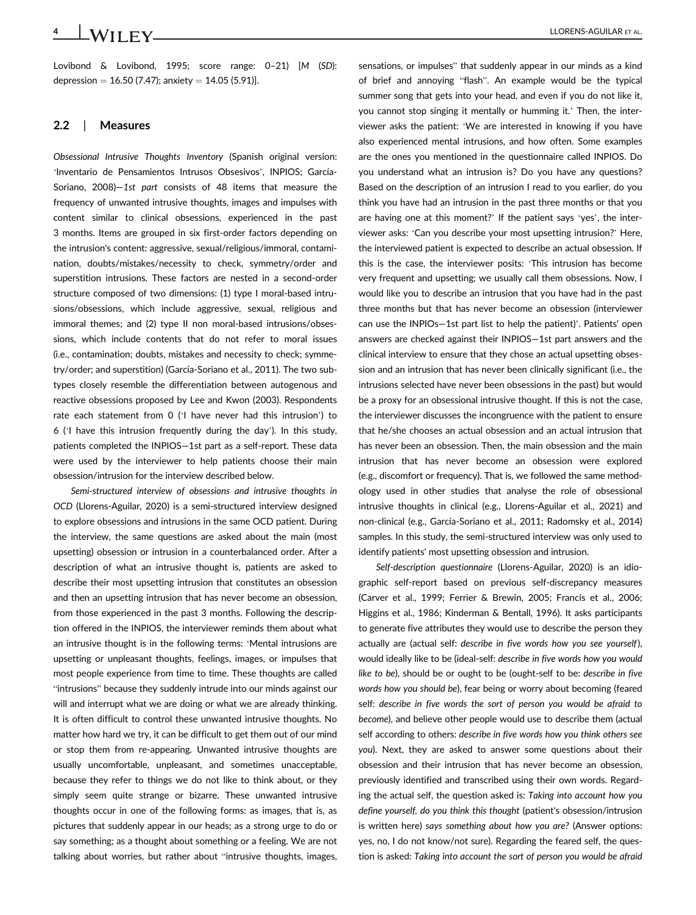Lovibond & Lovibond, 1995; score range: 0–21) [*M* (*SD*): depression = 16.50 (7.47); anxiety = 14.05 (5.91)].

### 2.2 | Measures

*Obsessional Intrusive Thoughts Inventory* (Spanish original version: 'Inventario de Pensamientos Intrusos Obsesivos', INPIOS; García-Soriano, 2008)—*1st part* consists of 48 items that measure the frequency of unwanted intrusive thoughts, images and impulses with content similar to clinical obsessions, experienced in the past 3 months. Items are grouped in six first-order factors depending on the intrusion's content: aggressive, sexual/religious/immoral, contamination, doubts/mistakes/necessity to check, symmetry/order and superstition intrusions. These factors are nested in a second-order structure composed of two dimensions: (1) type I moral-based intrusions/obsessions, which include aggressive, sexual, religious and immoral themes; and (2) type II non moral-based intrusions/obsessions, which include contents that do not refer to moral issues (i.e., contamination; doubts, mistakes and necessity to check; symmetry/order; and superstition) (García-Soriano et al., 2011). The two subtypes closely resemble the differentiation between autogenous and reactive obsessions proposed by Lee and Kwon (2003). Respondents rate each statement from 0 ('I have never had this intrusion') to 6 ('I have this intrusion frequently during the day'). In this study, patients completed the INPIOS—1st part as a self-report. These data were used by the interviewer to help patients choose their main obsession/intrusion for the interview described below.

*Semi-structured interview of obsessions and intrusive thoughts in OCD* (Llorens-Aguilar, 2020) is a semi-structured interview designed to explore obsessions and intrusions in the same OCD patient. During the interview, the same questions are asked about the main (most upsetting) obsession or intrusion in a counterbalanced order. After a description of what an intrusive thought is, patients are asked to describe their most upsetting intrusion that constitutes an obsession and then an upsetting intrusion that has never become an obsession, from those experienced in the past 3 months. Following the description offered in the INPIOS, the interviewer reminds them about what an intrusive thought is in the following terms: 'Mental intrusions are upsetting or unpleasant thoughts, feelings, images, or impulses that most people experience from time to time. These thoughts are called "intrusions" because they suddenly intrude into our minds against our will and interrupt what we are doing or what we are already thinking. It is often difficult to control these unwanted intrusive thoughts. No matter how hard we try, it can be difficult to get them out of our mind or stop them from re-appearing. Unwanted intrusive thoughts are usually uncomfortable, unpleasant, and sometimes unacceptable, because they refer to things we do not like to think about, or they simply seem quite strange or bizarre. These unwanted intrusive thoughts occur in one of the following forms: as images, that is, as pictures that suddenly appear in our heads; as a strong urge to do or say something; as a thought about something or a feeling. We are not talking about worries, but rather about "intrusive thoughts, images, sensations, or impulses" that suddenly appear in our minds as a kind of brief and annoying "flash". An example would be the typical summer song that gets into your head, and even if you do not like it, you cannot stop singing it mentally or humming it.' Then, the interviewer asks the patient: 'We are interested in knowing if you have also experienced mental intrusions, and how often. Some examples are the ones you mentioned in the questionnaire called INPIOS. Do you understand what an intrusion is? Do you have any questions? Based on the description of an intrusion I read to you earlier, do you think you have had an intrusion in the past three months or that you are having one at this moment?' If the patient says 'yes', the interviewer asks: 'Can you describe your most upsetting intrusion?' Here, the interviewed patient is expected to describe an actual obsession. If this is the case, the interviewer posits: 'This intrusion has become very frequent and upsetting; we usually call them obsessions. Now, I would like you to describe an intrusion that you have had in the past three months but that has never become an obsession (interviewer can use the INPIOs—1st part list to help the patient)'. Patients' open answers are checked against their INPIOS—1st part answers and the clinical interview to ensure that they chose an actual upsetting obsession and an intrusion that has never been clinically significant (i.e., the intrusions selected have never been obsessions in the past) but would be a proxy for an obsessional intrusive thought. If this is not the case, the interviewer discusses the incongruence with the patient to ensure that he/she chooses an actual obsession and an actual intrusion that has never been an obsession. Then, the main obsession and the main intrusion that has never become an obsession were explored (e.g., discomfort or frequency). That is, we followed the same methodology used in other studies that analyse the role of obsessional intrusive thoughts in clinical (e.g., Llorens-Aguilar et al., 2021) and non-clinical (e.g., García-Soriano et al., 2011; Radomsky et al., 2014) samples. In this study, the semi-structured interview was only used to identify patients' most upsetting obsession and intrusion.

*Self-description questionnaire* (Llorens-Aguilar, 2020) is an idiographic self-report based on previous self-discrepancy measures (Carver et al., 1999; Ferrier & Brewin, 2005; Francis et al., 2006; Higgins et al., 1986; Kinderman & Bentall, 1996). It asks participants to generate five attributes they would use to describe the person they actually are (actual self: *describe in five words how you see yourself*), would ideally like to be (ideal-self: *describe in five words how you would like to be*), should be or ought to be (ought-self to be: *describe in five words how you should be*), fear being or worry about becoming (feared self: *describe in five words the sort of person you would be afraid to become*), and believe other people would use to describe them (actual self according to others: *describe in five words how you think others see you*). Next, they are asked to answer some questions about their obsession and their intrusion that has never become an obsession, previously identified and transcribed using their own words. Regarding the actual self, the question asked is: *Taking into account how you define yourself, do you think this thought* (patient's obsession/intrusion is written here) *says something about how you are?* (Answer options: yes, no, I do not know/not sure). Regarding the feared self, the question is asked: *Taking into account the sort of person you would be afraid*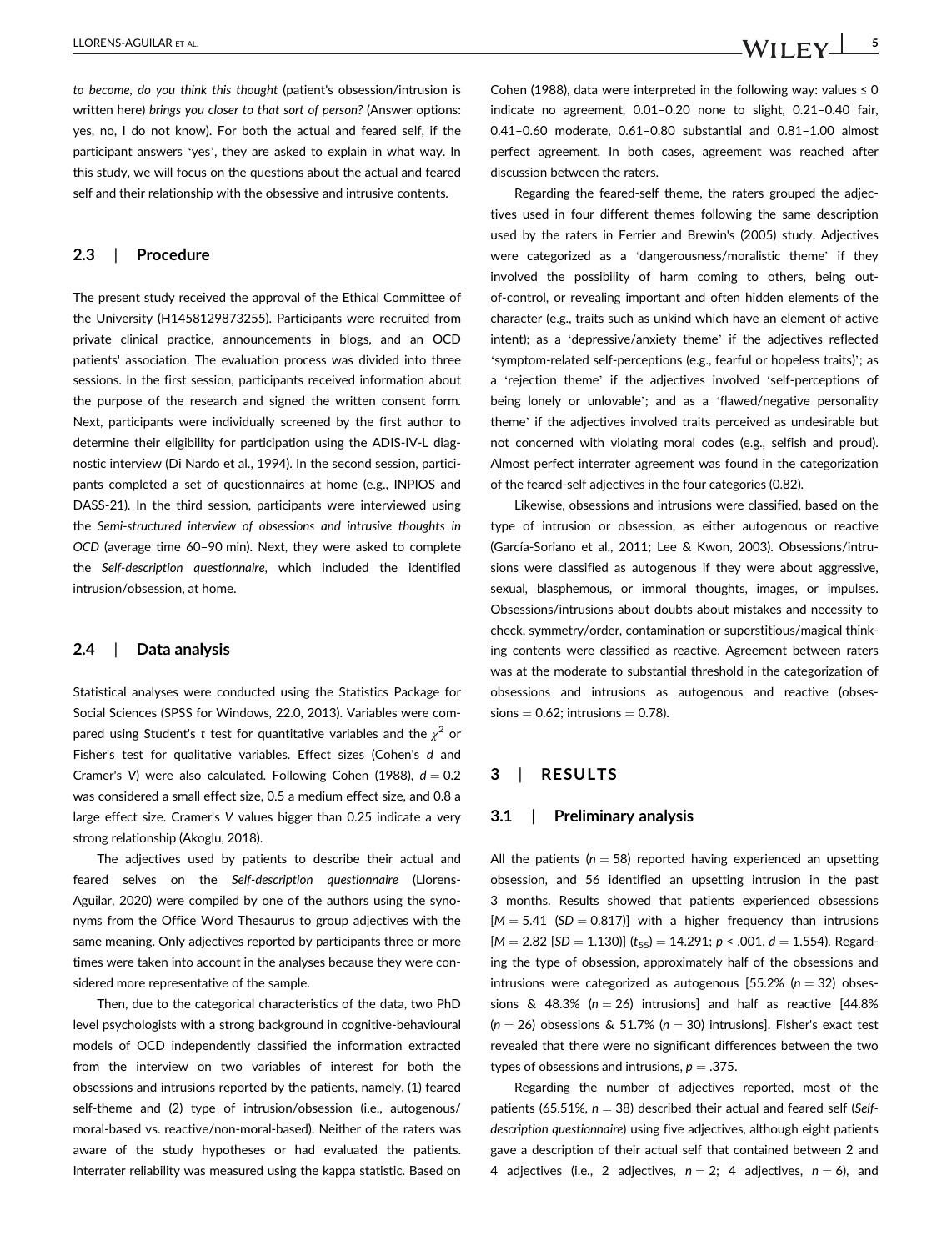*to become, do you think this thought* (patient's obsession/intrusion is written here) *brings you closer to that sort of person?* (Answer options: yes, no, I do not know). For both the actual and feared self, if the participant answers 'yes', they are asked to explain in what way. In this study, we will focus on the questions about the actual and feared self and their relationship with the obsessive and intrusive contents.

### 2.3 | Procedure

The present study received the approval of the Ethical Committee of the University (H1458129873255). Participants were recruited from private clinical practice, announcements in blogs, and an OCD patients' association. The evaluation process was divided into three sessions. In the first session, participants received information about the purpose of the research and signed the written consent form. Next, participants were individually screened by the first author to determine their eligibility for participation using the ADIS-IV-L diagnostic interview (Di Nardo et al., 1994). In the second session, participants completed a set of questionnaires at home (e.g., INPIOS and DASS-21). In the third session, participants were interviewed using the *Semi-structured interview of obsessions and intrusive thoughts in OCD* (average time 60–90 min). Next, they were asked to complete the *Self-description questionnaire*, which included the identified intrusion/obsession, at home.

### 2.4 | Data analysis

Statistical analyses were conducted using the Statistics Package for Social Sciences (SPSS for Windows, 22.0, 2013). Variables were compared using Student's $t$ test for quantitative variables and the $\chi^2$ or Fisher's test for qualitative variables. Effect sizes (Cohen's $d$ and Cramer's $V$) were also calculated. Following Cohen (1988), $d = 0.2$ was considered a small effect size, 0.5 a medium effect size, and 0.8 a large effect size. Cramer's $V$ values bigger than 0.25 indicate a very strong relationship (Akoglu, 2018).

The adjectives used by patients to describe their actual and feared selves on the *Self-description questionnaire* (Llorens-Aguilar, 2020) were compiled by one of the authors using the synonyms from the Office Word Thesaurus to group adjectives with the same meaning. Only adjectives reported by participants three or more times were taken into account in the analyses because they were considered more representative of the sample.

Then, due to the categorical characteristics of the data, two PhD level psychologists with a strong background in cognitive-behavioural models of OCD independently classified the information extracted from the interview on two variables of interest for both the obsessions and intrusions reported by the patients, namely, (1) feared self-theme and (2) type of intrusion/obsession (i.e., autogenous/moral-based vs. reactive/non-moral-based). Neither of the raters was aware of the study hypotheses or had evaluated the patients. Interrater reliability was measured using the kappa statistic. Based on Cohen (1988), data were interpreted in the following way: values ≤ 0 indicate no agreement, 0.01–0.20 none to slight, 0.21–0.40 fair, 0.41–0.60 moderate, 0.61–0.80 substantial and 0.81–1.00 almost perfect agreement. In both cases, agreement was reached after discussion between the raters.

Regarding the feared-self theme, the raters grouped the adjectives used in four different themes following the same description used by the raters in Ferrier and Brewin's (2005) study. Adjectives were categorized as a 'dangerousness/moralistic theme' if they involved the possibility of harm coming to others, being out-of-control, or revealing important and often hidden elements of the character (e.g., traits such as unkind which have an element of active intent); as a 'depressive/anxiety theme' if the adjectives reflected 'symptom-related self-perceptions (e.g., fearful or hopeless traits)'; as a 'rejection theme' if the adjectives involved 'self-perceptions of being lonely or unlovable'; and as a 'flawed/negative personality theme' if the adjectives involved traits perceived as undesirable but not concerned with violating moral codes (e.g., selfish and proud). Almost perfect interrater agreement was found in the categorization of the feared-self adjectives in the four categories (0.82).

Likewise, obsessions and intrusions were classified, based on the type of intrusion or obsession, as either autogenous or reactive (García-Soriano et al., 2011; Lee & Kwon, 2003). Obsessions/intrusions were classified as autogenous if they were about aggressive, sexual, blasphemous, or immoral thoughts, images, or impulses. Obsessions/intrusions about doubts about mistakes and necessity to check, symmetry/order, contamination or superstitious/magical thinking contents were classified as reactive. Agreement between raters was at the moderate to substantial threshold in the categorization of obsessions and intrusions as autogenous and reactive (obsessions = 0.62; intrusions = 0.78).

## 3 | RESULTS

### 3.1 | Preliminary analysis

All the patients ($n = 58$) reported having experienced an upsetting obsession, and 56 identified an upsetting intrusion in the past 3 months. Results showed that patients experienced obsessions [$M = 5.41$ ($SD = 0.817$)] with a higher frequency than intrusions [$M = 2.82$ [$SD = 1.130$)] ($t_{55}$) = 14.291; $p < .001$, $d = 1.554$). Regarding the type of obsession, approximately half of the obsessions and intrusions were categorized as autogenous [55.2% ($n = 32$) obsessions & 48.3% ($n = 26$) intrusions] and half as reactive [44.8% ($n = 26$) obsessions & 51.7% ($n = 30$) intrusions]. Fisher's exact test revealed that there were no significant differences between the two types of obsessions and intrusions, $p = .375$.

Regarding the number of adjectives reported, most of the patients (65.51%, $n = 38$) described their actual and feared self (*Self-description questionnaire*) using five adjectives, although eight patients gave a description of their actual self that contained between 2 and 4 adjectives (i.e., 2 adjectives, $n = 2$; 4 adjectives, $n = 6$), and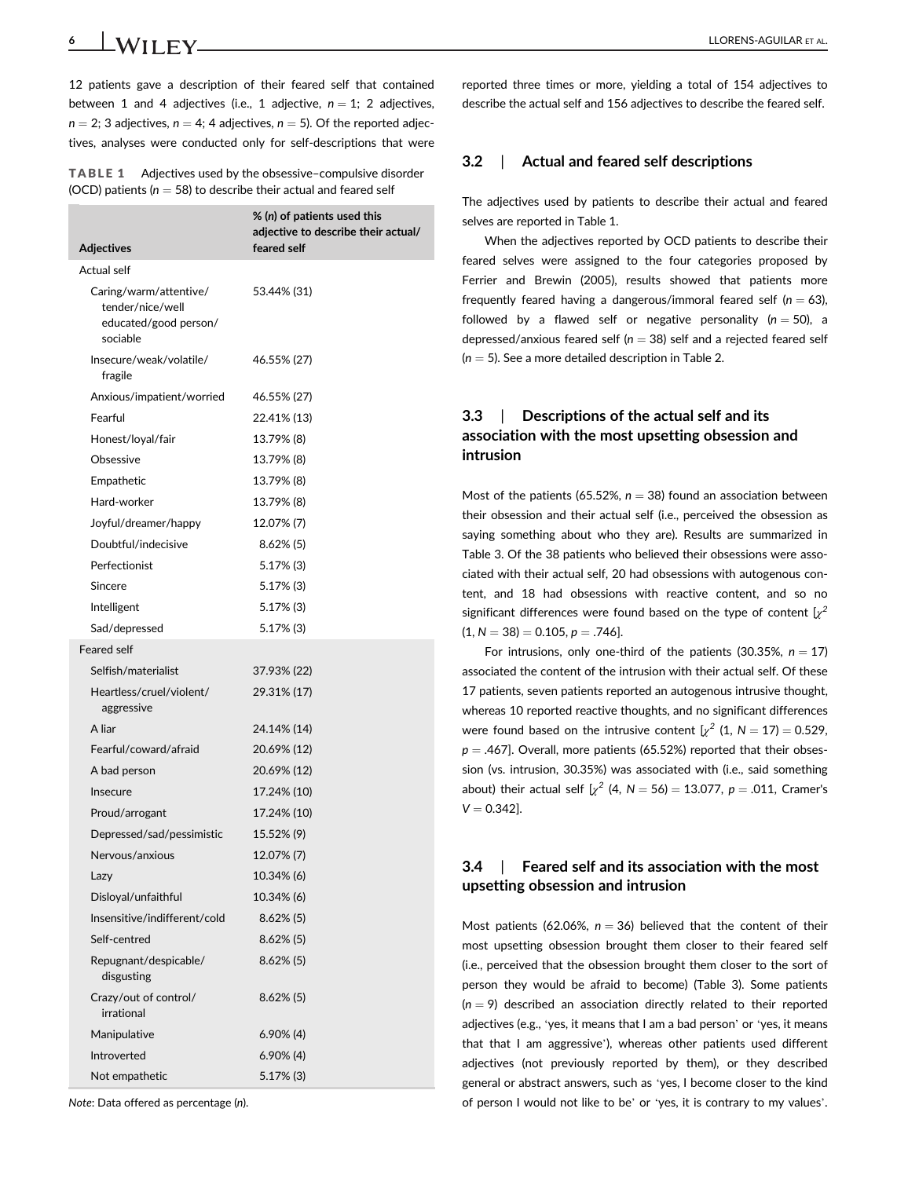12 patients gave a description of their feared self that contained between 1 and 4 adjectives (i.e., 1 adjective, $n = 1$; 2 adjectives, $n = 2$; 3 adjectives, $n = 4$; 4 adjectives, $n = 5$). Of the reported adjectives, analyses were conducted only for self-descriptions that were reported three times or more, yielding a total of 154 adjectives to describe the actual self and 156 adjectives to describe the feared self.

**TABLE 1** Adjectives used by the obsessive–compulsive disorder (OCD) patients ($n = 58$) to describe their actual and feared self

| Adjectives | % ($n$) of patients used this adjective to describe their actual/feared self |
|---|---|
| Actual self | |
| Caring/warm/attentive/tender/nice/well educated/good person/sociable | 53.44% (31) |
| Insecure/weak/volatile/fragile | 46.55% (27) |
| Anxious/impatient/worried | 46.55% (27) |
| Fearful | 22.41% (13) |
| Honest/loyal/fair | 13.79% (8) |
| Obsessive | 13.79% (8) |
| Empathetic | 13.79% (8) |
| Hard-worker | 13.79% (8) |
| Joyful/dreamer/happy | 12.07% (7) |
| Doubtful/indecisive | 8.62% (5) |
| Perfectionist | 5.17% (3) |
| Sincere | 5.17% (3) |
| Intelligent | 5.17% (3) |
| Sad/depressed | 5.17% (3) |
| Feared self | |
| Selfish/materialist | 37.93% (22) |
| Heartless/cruel/violent/aggressive | 29.31% (17) |
| A liar | 24.14% (14) |
| Fearful/coward/afraid | 20.69% (12) |
| A bad person | 20.69% (12) |
| Insecure | 17.24% (10) |
| Proud/arrogant | 17.24% (10) |
| Depressed/sad/pessimistic | 15.52% (9) |
| Nervous/anxious | 12.07% (7) |
| Lazy | 10.34% (6) |
| Disloyal/unfaithful | 10.34% (6) |
| Insensitive/indifferent/cold | 8.62% (5) |
| Self-centred | 8.62% (5) |
| Repugnant/despicable/disgusting | 8.62% (5) |
| Crazy/out of control/irrational | 8.62% (5) |
| Manipulative | 6.90% (4) |
| Introverted | 6.90% (4) |
| Not empathetic | 5.17% (3) |

*Note*: Data offered as percentage ($n$).

## 3.2 | Actual and feared self descriptions

The adjectives used by patients to describe their actual and feared selves are reported in Table 1.

When the adjectives reported by OCD patients to describe their feared selves were assigned to the four categories proposed by Ferrier and Brewin (2005), results showed that patients more frequently feared having a dangerous/immoral feared self ($n = 63$), followed by a flawed self or negative personality ($n = 50$), a depressed/anxious feared self ($n = 38$) self and a rejected feared self ($n = 5$). See a more detailed description in Table 2.

## 3.3 | Descriptions of the actual self and its association with the most upsetting obsession and intrusion

Most of the patients (65.52%, $n = 38$) found an association between their obsession and their actual self (i.e., perceived the obsession as saying something about who they are). Results are summarized in Table 3. Of the 38 patients who believed their obsessions were associated with their actual self, 20 had obsessions with autogenous content, and 18 had obsessions with reactive content, and so no significant differences were found based on the type of content [$\chi^2$ (1, $N = 38$) = 0.105, $p = .746$].

For intrusions, only one-third of the patients (30.35%, $n = 17$) associated the content of the intrusion with their actual self. Of these 17 patients, seven patients reported an autogenous intrusive thought, whereas 10 reported reactive thoughts, and no significant differences were found based on the intrusive content [$\chi^2$ (1, $N = 17$) = 0.529, $p = .467$]. Overall, more patients (65.52%) reported that their obsession (vs. intrusion, 30.35%) was associated with (i.e., said something about) their actual self [$\chi^2$ (4, $N = 56$) = 13.077, $p = .011$, Cramer's $V = 0.342$].

## 3.4 | Feared self and its association with the most upsetting obsession and intrusion

Most patients (62.06%, $n = 36$) believed that the content of their most upsetting obsession brought them closer to their feared self (i.e., perceived that the obsession brought them closer to the sort of person they would be afraid to become) (Table 3). Some patients ($n = 9$) described an association directly related to their reported adjectives (e.g., 'yes, it means that I am a bad person' or 'yes, it means that that I am aggressive'), whereas other patients used different adjectives (not previously reported by them), or they described general or abstract answers, such as 'yes, I become closer to the kind of person I would not like to be' or 'yes, it is contrary to my values'.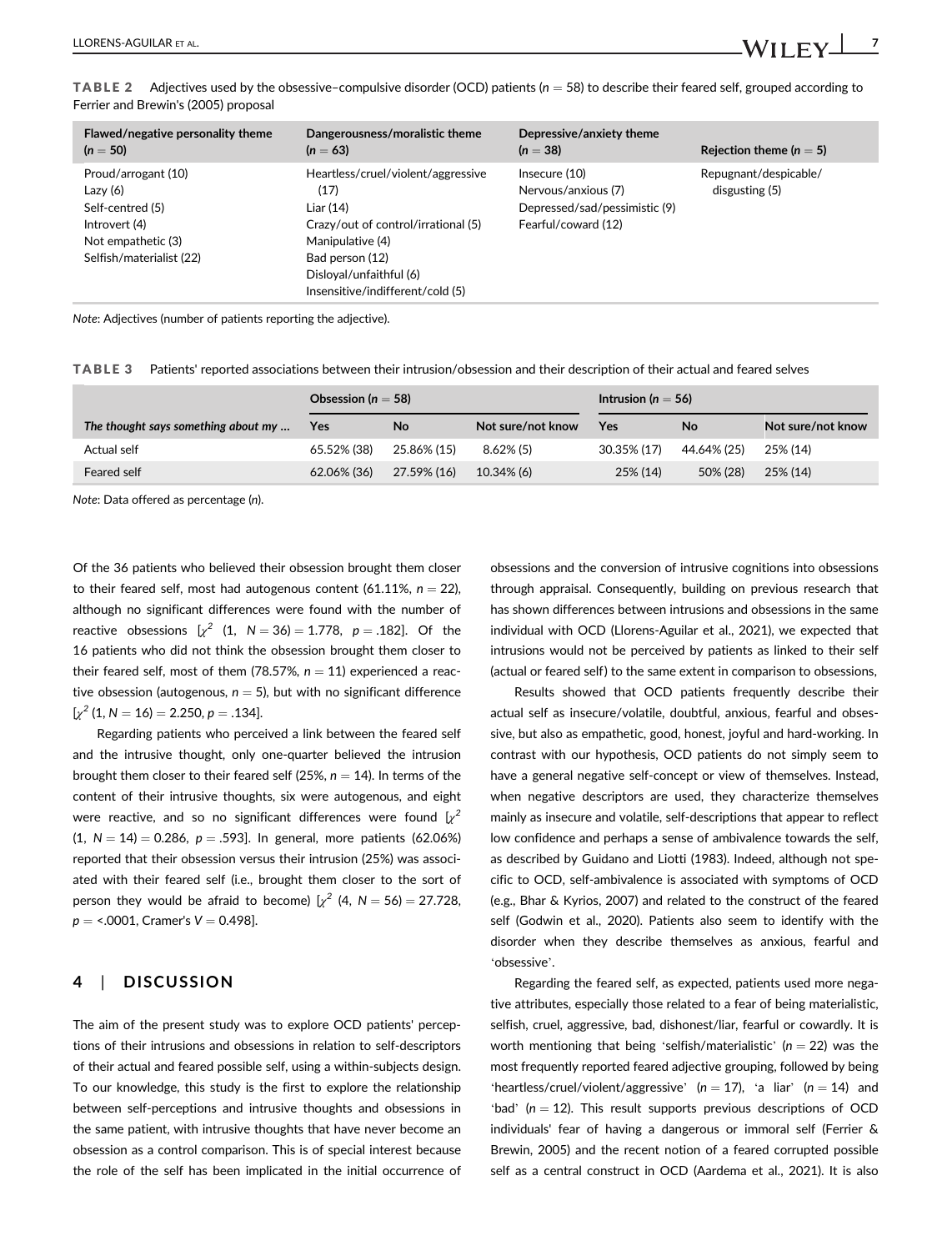**TABLE 2** Adjectives used by the obsessive–compulsive disorder (OCD) patients ($n = 58$) to describe their feared self, grouped according to Ferrier and Brewin's (2005) proposal

| Flawed/negative personality theme ($n = 50$) | Dangerousness/moralistic theme ($n = 63$) | Depressive/anxiety theme ($n = 38$) | Rejection theme ($n = 5$) |
|---|---|---|---|
| Proud/arrogant (10) | Heartless/cruel/violent/aggressive (17) | Insecure (10) | Repugnant/despicable/disgusting (5) |
| Lazy (6) | Liar (14) | Nervous/anxious (7) | |
| Self-centred (5) | Crazy/out of control/irrational (5) | Depressed/sad/pessimistic (9) | |
| Introvert (4) | Manipulative (4) | Fearful/coward (12) | |
| Not empathetic (3) | Bad person (12) | | |
| Selfish/materialist (22) | Disloyal/unfaithful (6) | | |
| | Insensitive/indifferent/cold (5) | | |

*Note*: Adjectives (number of patients reporting the adjective).

**TABLE 3** Patients' reported associations between their intrusion/obsession and their description of their actual and feared selves

| | Obsession ($n = 58$) | | | Intrusion ($n = 56$) | | |
|---|---|---|---|---|---|---|
| ***The thought says something about my …*** | **Yes** | **No** | **Not sure/not know** | **Yes** | **No** | **Not sure/not know** |
| Actual self | 65.52% (38) | 25.86% (15) | 8.62% (5) | 30.35% (17) | 44.64% (25) | 25% (14) |
| Feared self | 62.06% (36) | 27.59% (16) | 10.34% (6) | 25% (14) | 50% (28) | 25% (14) |

*Note*: Data offered as percentage (*n*).

Of the 36 patients who believed their obsession brought them closer to their feared self, most had autogenous content (61.11%, $n = 22$), although no significant differences were found with the number of reactive obsessions [$\chi^2$ (1, $N = 36$) = 1.778, $p = .182$]. Of the 16 patients who did not think the obsession brought them closer to their feared self, most of them (78.57%, $n = 11$) experienced a reactive obsession (autogenous, $n = 5$), but with no significant difference [$\chi^2$ (1, $N = 16$) = 2.250, $p = .134$].

Regarding patients who perceived a link between the feared self and the intrusive thought, only one-quarter believed the intrusion brought them closer to their feared self (25%, $n = 14$). In terms of the content of their intrusive thoughts, six were autogenous, and eight were reactive, and so no significant differences were found [$\chi^2$ (1, $N = 14$) = 0.286, $p = .593$]. In general, more patients (62.06%) reported that their obsession versus their intrusion (25%) was associated with their feared self (i.e., brought them closer to the sort of person they would be afraid to become) [$\chi^2$ (4, $N = 56$) = 27.728, $p$ = <.0001, Cramer's $V = 0.498$].

## 4 | DISCUSSION

The aim of the present study was to explore OCD patients' perceptions of their intrusions and obsessions in relation to self-descriptors of their actual and feared possible self, using a within-subjects design. To our knowledge, this study is the first to explore the relationship between self-perceptions and intrusive thoughts and obsessions in the same patient, with intrusive thoughts that have never become an obsession as a control comparison. This is of special interest because the role of the self has been implicated in the initial occurrence of obsessions and the conversion of intrusive cognitions into obsessions through appraisal. Consequently, building on previous research that has shown differences between intrusions and obsessions in the same individual with OCD (Llorens-Aguilar et al., 2021), we expected that intrusions would not be perceived by patients as linked to their self (actual or feared self) to the same extent in comparison to obsessions,

Results showed that OCD patients frequently describe their actual self as insecure/volatile, doubtful, anxious, fearful and obsessive, but also as empathetic, good, honest, joyful and hard-working. In contrast with our hypothesis, OCD patients do not simply seem to have a general negative self-concept or view of themselves. Instead, when negative descriptors are used, they characterize themselves mainly as insecure and volatile, self-descriptions that appear to reflect low confidence and perhaps a sense of ambivalence towards the self, as described by Guidano and Liotti (1983). Indeed, although not specific to OCD, self-ambivalence is associated with symptoms of OCD (e.g., Bhar & Kyrios, 2007) and related to the construct of the feared self (Godwin et al., 2020). Patients also seem to identify with the disorder when they describe themselves as anxious, fearful and 'obsessive'.

Regarding the feared self, as expected, patients used more negative attributes, especially those related to a fear of being materialistic, selfish, cruel, aggressive, bad, dishonest/liar, fearful or cowardly. It is worth mentioning that being 'selfish/materialistic' ($n = 22$) was the most frequently reported feared adjective grouping, followed by being 'heartless/cruel/violent/aggressive' ($n = 17$), 'a liar' ($n = 14$) and 'bad' ($n = 12$). This result supports previous descriptions of OCD individuals' fear of having a dangerous or immoral self (Ferrier & Brewin, 2005) and the recent notion of a feared corrupted possible self as a central construct in OCD (Aardema et al., 2021). It is also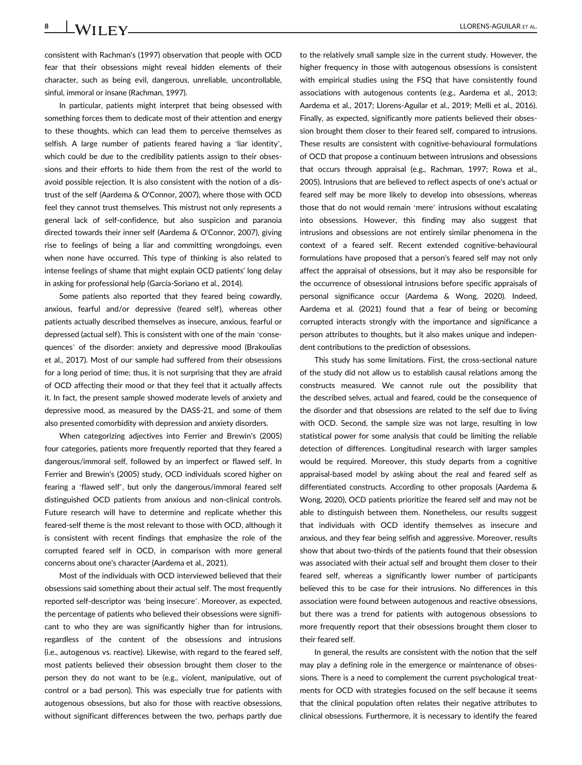consistent with Rachman's (1997) observation that people with OCD fear that their obsessions might reveal hidden elements of their character, such as being evil, dangerous, unreliable, uncontrollable, sinful, immoral or insane (Rachman, 1997).

In particular, patients might interpret that being obsessed with something forces them to dedicate most of their attention and energy to these thoughts, which can lead them to perceive themselves as selfish. A large number of patients feared having a 'liar identity', which could be due to the credibility patients assign to their obsessions and their efforts to hide them from the rest of the world to avoid possible rejection. It is also consistent with the notion of a distrust of the self (Aardema & O'Connor, 2007), where those with OCD feel they cannot trust themselves. This mistrust not only represents a general lack of self-confidence, but also suspicion and paranoia directed towards their inner self (Aardema & O'Connor, 2007), giving rise to feelings of being a liar and committing wrongdoings, even when none have occurred. This type of thinking is also related to intense feelings of shame that might explain OCD patients' long delay in asking for professional help (García-Soriano et al., 2014).

Some patients also reported that they feared being cowardly, anxious, fearful and/or depressive (feared self), whereas other patients actually described themselves as insecure, anxious, fearful or depressed (actual self). This is consistent with one of the main 'consequences' of the disorder: anxiety and depressive mood (Brakoulias et al., 2017). Most of our sample had suffered from their obsessions for a long period of time; thus, it is not surprising that they are afraid of OCD affecting their mood or that they feel that it actually affects it. In fact, the present sample showed moderate levels of anxiety and depressive mood, as measured by the DASS-21, and some of them also presented comorbidity with depression and anxiety disorders.

When categorizing adjectives into Ferrier and Brewin's (2005) four categories, patients more frequently reported that they feared a dangerous/immoral self, followed by an imperfect or flawed self. In Ferrier and Brewin's (2005) study, OCD individuals scored higher on fearing a 'flawed self', but only the dangerous/immoral feared self distinguished OCD patients from anxious and non-clinical controls. Future research will have to determine and replicate whether this feared-self theme is the most relevant to those with OCD, although it is consistent with recent findings that emphasize the role of the corrupted feared self in OCD, in comparison with more general concerns about one's character (Aardema et al., 2021).

Most of the individuals with OCD interviewed believed that their obsessions said something about their actual self. The most frequently reported self-descriptor was 'being insecure'. Moreover, as expected, the percentage of patients who believed their obsessions were significant to who they are was significantly higher than for intrusions, regardless of the content of the obsessions and intrusions (i.e., autogenous vs. reactive). Likewise, with regard to the feared self, most patients believed their obsession brought them closer to the person they do not want to be (e.g., violent, manipulative, out of control or a bad person). This was especially true for patients with autogenous obsessions, but also for those with reactive obsessions, without significant differences between the two, perhaps partly due to the relatively small sample size in the current study. However, the higher frequency in those with autogenous obsessions is consistent with empirical studies using the FSQ that have consistently found associations with autogenous contents (e.g., Aardema et al., 2013; Aardema et al., 2017; Llorens-Aguilar et al., 2019; Melli et al., 2016). Finally, as expected, significantly more patients believed their obsession brought them closer to their feared self, compared to intrusions. These results are consistent with cognitive-behavioural formulations of OCD that propose a continuum between intrusions and obsessions that occurs through appraisal (e.g., Rachman, 1997; Rowa et al., 2005). Intrusions that are believed to reflect aspects of one's actual or feared self may be more likely to develop into obsessions, whereas those that do not would remain 'mere' intrusions without escalating into obsessions. However, this finding may also suggest that intrusions and obsessions are not entirely similar phenomena in the context of a feared self. Recent extended cognitive-behavioural formulations have proposed that a person's feared self may not only affect the appraisal of obsessions, but it may also be responsible for the occurrence of obsessional intrusions before specific appraisals of personal significance occur (Aardema & Wong, 2020). Indeed, Aardema et al. (2021) found that a fear of being or becoming corrupted interacts strongly with the importance and significance a person attributes to thoughts, but it also makes unique and independent contributions to the prediction of obsessions.

This study has some limitations. First, the cross-sectional nature of the study did not allow us to establish causal relations among the constructs measured. We cannot rule out the possibility that the described selves, actual and feared, could be the consequence of the disorder and that obsessions are related to the self due to living with OCD. Second, the sample size was not large, resulting in low statistical power for some analysis that could be limiting the reliable detection of differences. Longitudinal research with larger samples would be required. Moreover, this study departs from a cognitive appraisal-based model by asking about the real and feared self as differentiated constructs. According to other proposals (Aardema & Wong, 2020), OCD patients prioritize the feared self and may not be able to distinguish between them. Nonetheless, our results suggest that individuals with OCD identify themselves as insecure and anxious, and they fear being selfish and aggressive. Moreover, results show that about two-thirds of the patients found that their obsession was associated with their actual self and brought them closer to their feared self, whereas a significantly lower number of participants believed this to be the case for their intrusions. No differences in this association were found between autogenous and reactive obsessions, but there was a trend for patients with autogenous obsessions to more frequently report that their obsessions brought them closer to their feared self.

In general, the results are consistent with the notion that the self may play a defining role in the emergence or maintenance of obsessions. There is a need to complement the current psychological treatments for OCD with strategies focused on the self because it seems that the clinical population often relates their negative attributes to clinical obsessions. Furthermore, it is necessary to identify the feared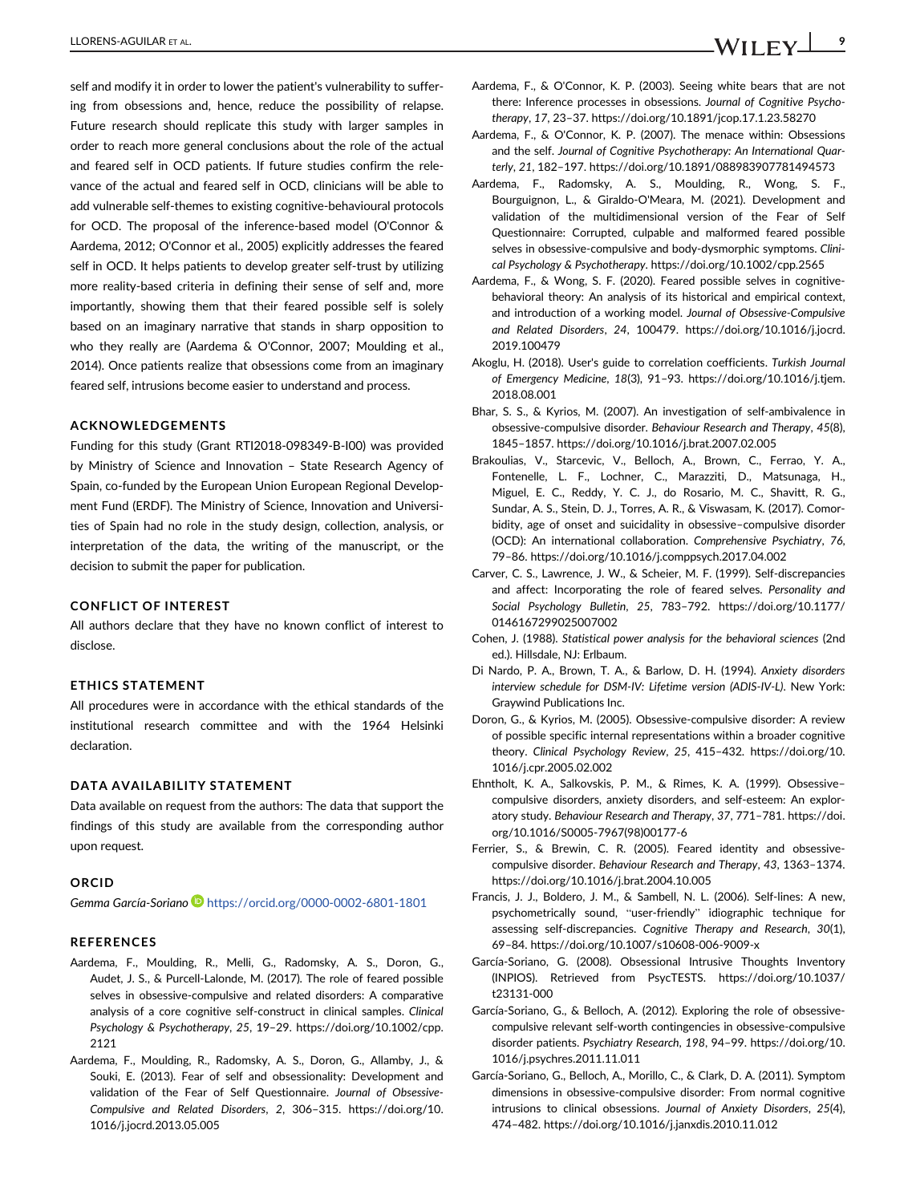self and modify it in order to lower the patient's vulnerability to suffering from obsessions and, hence, reduce the possibility of relapse. Future research should replicate this study with larger samples in order to reach more general conclusions about the role of the actual and feared self in OCD patients. If future studies confirm the relevance of the actual and feared self in OCD, clinicians will be able to add vulnerable self-themes to existing cognitive-behavioural protocols for OCD. The proposal of the inference-based model (O'Connor & Aardema, 2012; O'Connor et al., 2005) explicitly addresses the feared self in OCD. It helps patients to develop greater self-trust by utilizing more reality-based criteria in defining their sense of self and, more importantly, showing them that their feared possible self is solely based on an imaginary narrative that stands in sharp opposition to who they really are (Aardema & O'Connor, 2007; Moulding et al., 2014). Once patients realize that obsessions come from an imaginary feared self, intrusions become easier to understand and process.

### ACKNOWLEDGEMENTS

Funding for this study (Grant RTI2018-098349-B-I00) was provided by Ministry of Science and Innovation – State Research Agency of Spain, co-funded by the European Union European Regional Development Fund (ERDF). The Ministry of Science, Innovation and Universities of Spain had no role in the study design, collection, analysis, or interpretation of the data, the writing of the manuscript, or the decision to submit the paper for publication.

### CONFLICT OF INTEREST

All authors declare that they have no known conflict of interest to disclose.

### ETHICS STATEMENT

All procedures were in accordance with the ethical standards of the institutional research committee and with the 1964 Helsinki declaration.

### DATA AVAILABILITY STATEMENT

Data available on request from the authors: The data that support the findings of this study are available from the corresponding author upon request.

### ORCID

*Gemma García-Soriano* https://orcid.org/0000-0002-6801-1801

### REFERENCES

Aardema, F., Moulding, R., Melli, G., Radomsky, A. S., Doron, G., Audet, J. S., & Purcell-Lalonde, M. (2017). The role of feared possible selves in obsessive-compulsive and related disorders: A comparative analysis of a core cognitive self-construct in clinical samples. *Clinical Psychology & Psychotherapy*, *25*, 19–29. https://doi.org/10.1002/cpp.2121

Aardema, F., Moulding, R., Radomsky, A. S., Doron, G., Allamby, J., & Souki, E. (2013). Fear of self and obsessionality: Development and validation of the Fear of Self Questionnaire. *Journal of Obsessive-Compulsive and Related Disorders*, *2*, 306–315. https://doi.org/10.1016/j.jocrd.2013.05.005

Aardema, F., & O'Connor, K. P. (2003). Seeing white bears that are not there: Inference processes in obsessions. *Journal of Cognitive Psychotherapy*, *17*, 23–37. https://doi.org/10.1891/jcop.17.1.23.58270

Aardema, F., & O'Connor, K. P. (2007). The menace within: Obsessions and the self. *Journal of Cognitive Psychotherapy: An International Quarterly*, *21*, 182–197. https://doi.org/10.1891/088983907781494573

Aardema, F., Radomsky, A. S., Moulding, R., Wong, S. F., Bourguignon, L., & Giraldo-O'Meara, M. (2021). Development and validation of the multidimensional version of the Fear of Self Questionnaire: Corrupted, culpable and malformed feared possible selves in obsessive-compulsive and body-dysmorphic symptoms. *Clinical Psychology & Psychotherapy*. https://doi.org/10.1002/cpp.2565

Aardema, F., & Wong, S. F. (2020). Feared possible selves in cognitive-behavioral theory: An analysis of its historical and empirical context, and introduction of a working model. *Journal of Obsessive-Compulsive and Related Disorders*, *24*, 100479. https://doi.org/10.1016/j.jocrd.2019.100479

Akoglu, H. (2018). User's guide to correlation coefficients. *Turkish Journal of Emergency Medicine*, *18*(3), 91–93. https://doi.org/10.1016/j.tjem.2018.08.001

Bhar, S. S., & Kyrios, M. (2007). An investigation of self-ambivalence in obsessive-compulsive disorder. *Behaviour Research and Therapy*, *45*(8), 1845–1857. https://doi.org/10.1016/j.brat.2007.02.005

Brakoulias, V., Starcevic, V., Belloch, A., Brown, C., Ferrao, Y. A., Fontenelle, L. F., Lochner, C., Marazziti, D., Matsunaga, H., Miguel, E. C., Reddy, Y. C. J., do Rosario, M. C., Shavitt, R. G., Sundar, A. S., Stein, D. J., Torres, A. R., & Viswasam, K. (2017). Comorbidity, age of onset and suicidality in obsessive–compulsive disorder (OCD): An international collaboration. *Comprehensive Psychiatry*, *76*, 79–86. https://doi.org/10.1016/j.comppsych.2017.04.002

Carver, C. S., Lawrence, J. W., & Scheier, M. F. (1999). Self-discrepancies and affect: Incorporating the role of feared selves. *Personality and Social Psychology Bulletin*, *25*, 783–792. https://doi.org/10.1177/0146167299025007002

Cohen, J. (1988). *Statistical power analysis for the behavioral sciences* (2nd ed.). Hillsdale, NJ: Erlbaum.

Di Nardo, P. A., Brown, T. A., & Barlow, D. H. (1994). *Anxiety disorders interview schedule for DSM-IV: Lifetime version (ADIS-IV-L)*. New York: Graywind Publications Inc.

Doron, G., & Kyrios, M. (2005). Obsessive-compulsive disorder: A review of possible specific internal representations within a broader cognitive theory. *Clinical Psychology Review*, *25*, 415–432. https://doi.org/10.1016/j.cpr.2005.02.002

Ehntholt, K. A., Salkovskis, P. M., & Rimes, K. A. (1999). Obsessive–compulsive disorders, anxiety disorders, and self-esteem: An exploratory study. *Behaviour Research and Therapy*, *37*, 771–781. https://doi.org/10.1016/S0005-7967(98)00177-6

Ferrier, S., & Brewin, C. R. (2005). Feared identity and obsessive-compulsive disorder. *Behaviour Research and Therapy*, *43*, 1363–1374. https://doi.org/10.1016/j.brat.2004.10.005

Francis, J. J., Boldero, J. M., & Sambell, N. L. (2006). Self-lines: A new, psychometrically sound, "user-friendly" idiographic technique for assessing self-discrepancies. *Cognitive Therapy and Research*, *30*(1), 69–84. https://doi.org/10.1007/s10608-006-9009-x

García-Soriano, G. (2008). Obsessional Intrusive Thoughts Inventory (INPIOS). Retrieved from PsycTESTS. https://doi.org/10.1037/t23131-000

García-Soriano, G., & Belloch, A. (2012). Exploring the role of obsessive-compulsive relevant self-worth contingencies in obsessive-compulsive disorder patients. *Psychiatry Research*, *198*, 94–99. https://doi.org/10.1016/j.psychres.2011.11.011

García-Soriano, G., Belloch, A., Morillo, C., & Clark, D. A. (2011). Symptom dimensions in obsessive-compulsive disorder: From normal cognitive intrusions to clinical obsessions. *Journal of Anxiety Disorders*, *25*(4), 474–482. https://doi.org/10.1016/j.janxdis.2010.11.012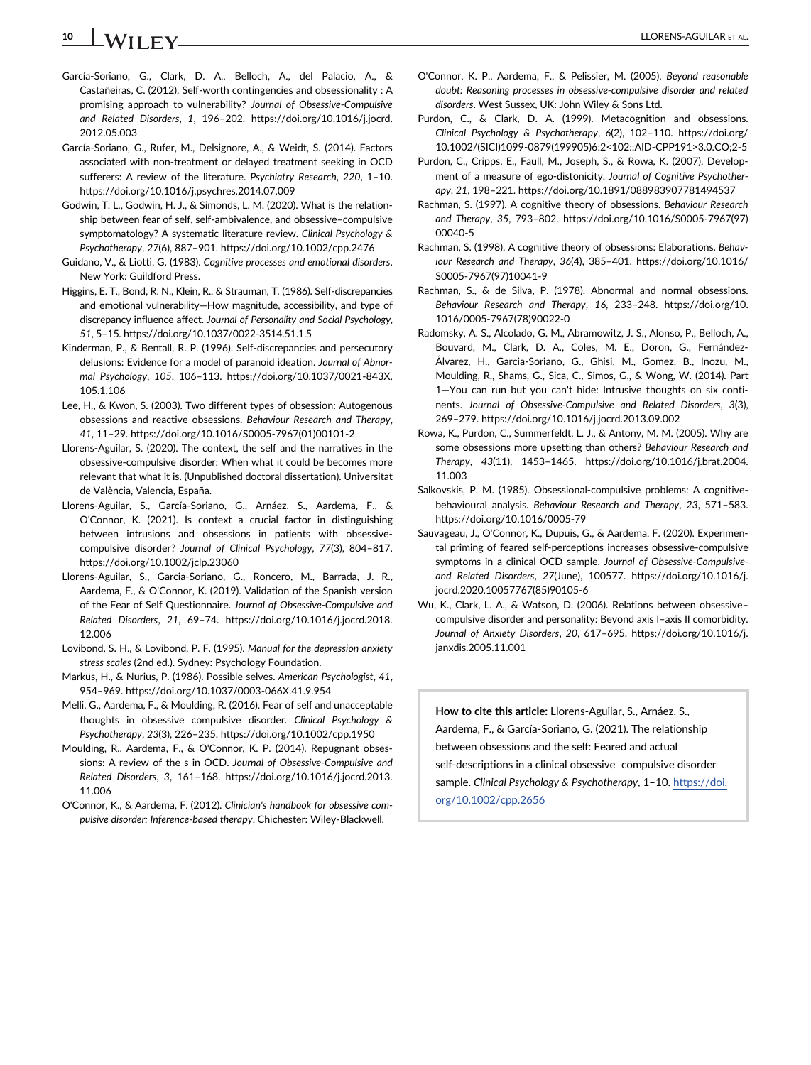García-Soriano, G., Clark, D. A., Belloch, A., del Palacio, A., & Castañeiras, C. (2012). Self-worth contingencies and obsessionality : A promising approach to vulnerability? *Journal of Obsessive-Compulsive and Related Disorders*, *1*, 196–202. https://doi.org/10.1016/j.jocrd.2012.05.003

García-Soriano, G., Rufer, M., Delsignore, A., & Weidt, S. (2014). Factors associated with non-treatment or delayed treatment seeking in OCD sufferers: A review of the literature. *Psychiatry Research*, *220*, 1–10. https://doi.org/10.1016/j.psychres.2014.07.009

Godwin, T. L., Godwin, H. J., & Simonds, L. M. (2020). What is the relationship between fear of self, self-ambivalence, and obsessive–compulsive symptomatology? A systematic literature review. *Clinical Psychology & Psychotherapy*, *27*(6), 887–901. https://doi.org/10.1002/cpp.2476

Guidano, V., & Liotti, G. (1983). *Cognitive processes and emotional disorders*. New York: Guildford Press.

Higgins, E. T., Bond, R. N., Klein, R., & Strauman, T. (1986). Self-discrepancies and emotional vulnerability—How magnitude, accessibility, and type of discrepancy influence affect. *Journal of Personality and Social Psychology*, *51*, 5–15. https://doi.org/10.1037/0022-3514.51.1.5

Kinderman, P., & Bentall, R. P. (1996). Self-discrepancies and persecutory delusions: Evidence for a model of paranoid ideation. *Journal of Abnormal Psychology*, *105*, 106–113. https://doi.org/10.1037/0021-843X.105.1.106

Lee, H., & Kwon, S. (2003). Two different types of obsession: Autogenous obsessions and reactive obsessions. *Behaviour Research and Therapy*, *41*, 11–29. https://doi.org/10.1016/S0005-7967(01)00101-2

Llorens-Aguilar, S. (2020). The context, the self and the narratives in the obsessive-compulsive disorder: When what it could be becomes more relevant that what it is. (Unpublished doctoral dissertation). Universitat de València, Valencia, España.

Llorens-Aguilar, S., García-Soriano, G., Arnáez, S., Aardema, F., & O'Connor, K. (2021). Is context a crucial factor in distinguishing between intrusions and obsessions in patients with obsessive-compulsive disorder? *Journal of Clinical Psychology*, *77*(3), 804–817. https://doi.org/10.1002/jclp.23060

Llorens-Aguilar, S., Garcia-Soriano, G., Roncero, M., Barrada, J. R., Aardema, F., & O'Connor, K. (2019). Validation of the Spanish version of the Fear of Self Questionnaire. *Journal of Obsessive-Compulsive and Related Disorders*, *21*, 69–74. https://doi.org/10.1016/j.jocrd.2018.12.006

Lovibond, S. H., & Lovibond, P. F. (1995). *Manual for the depression anxiety stress scales* (2nd ed.). Sydney: Psychology Foundation.

Markus, H., & Nurius, P. (1986). Possible selves. *American Psychologist*, *41*, 954–969. https://doi.org/10.1037/0003-066X.41.9.954

Melli, G., Aardema, F., & Moulding, R. (2016). Fear of self and unacceptable thoughts in obsessive compulsive disorder. *Clinical Psychology & Psychotherapy*, *23*(3), 226–235. https://doi.org/10.1002/cpp.1950

Moulding, R., Aardema, F., & O'Connor, K. P. (2014). Repugnant obsessions: A review of the s in OCD. *Journal of Obsessive-Compulsive and Related Disorders*, *3*, 161–168. https://doi.org/10.1016/j.jocrd.2013.11.006

O'Connor, K., & Aardema, F. (2012). *Clinician's handbook for obsessive compulsive disorder: Inference-based therapy*. Chichester: Wiley-Blackwell.

O'Connor, K. P., Aardema, F., & Pelissier, M. (2005). *Beyond reasonable doubt: Reasoning processes in obsessive-compulsive disorder and related disorders*. West Sussex, UK: John Wiley & Sons Ltd.

Purdon, C., & Clark, D. A. (1999). Metacognition and obsessions. *Clinical Psychology & Psychotherapy*, *6*(2), 102–110. https://doi.org/10.1002/(SICI)1099-0879(199905)6:2<102::AID-CPP191>3.0.CO;2-5

Purdon, C., Cripps, E., Faull, M., Joseph, S., & Rowa, K. (2007). Development of a measure of ego-distonicity. *Journal of Cognitive Psychotherapy*, *21*, 198–221. https://doi.org/10.1891/088983907781494537

Rachman, S. (1997). A cognitive theory of obsessions. *Behaviour Research and Therapy*, *35*, 793–802. https://doi.org/10.1016/S0005-7967(97)00040-5

Rachman, S. (1998). A cognitive theory of obsessions: Elaborations. *Behaviour Research and Therapy*, *36*(4), 385–401. https://doi.org/10.1016/S0005-7967(97)10041-9

Rachman, S., & de Silva, P. (1978). Abnormal and normal obsessions. *Behaviour Research and Therapy*, *16*, 233–248. https://doi.org/10.1016/0005-7967(78)90022-0

Radomsky, A. S., Alcolado, G. M., Abramowitz, J. S., Alonso, P., Belloch, A., Bouvard, M., Clark, D. A., Coles, M. E., Doron, G., Fernández-Álvarez, H., Garcia-Soriano, G., Ghisi, M., Gomez, B., Inozu, M., Moulding, R., Shams, G., Sica, C., Simos, G., & Wong, W. (2014). Part 1—You can run but you can't hide: Intrusive thoughts on six continents. *Journal of Obsessive-Compulsive and Related Disorders*, *3*(3), 269–279. https://doi.org/10.1016/j.jocrd.2013.09.002

Rowa, K., Purdon, C., Summerfeldt, L. J., & Antony, M. M. (2005). Why are some obsessions more upsetting than others? *Behaviour Research and Therapy*, *43*(11), 1453–1465. https://doi.org/10.1016/j.brat.2004.11.003

Salkovskis, P. M. (1985). Obsessional-compulsive problems: A cognitive-behavioural analysis. *Behaviour Research and Therapy*, *23*, 571–583. https://doi.org/10.1016/0005-79

Sauvageau, J., O'Connor, K., Dupuis, G., & Aardema, F. (2020). Experimental priming of feared self-perceptions increases obsessive-compulsive symptoms in a clinical OCD sample. *Journal of Obsessive-Compulsive and Related Disorders*, *27*(June), 100577. https://doi.org/10.1016/j.jocrd.2020.10057767(85)90105-6

Wu, K., Clark, L. A., & Watson, D. (2006). Relations between obsessive–compulsive disorder and personality: Beyond axis I–axis II comorbidity. *Journal of Anxiety Disorders*, *20*, 617–695. https://doi.org/10.1016/j.janxdis.2005.11.001

**How to cite this article:** Llorens-Aguilar, S., Arnáez, S., Aardema, F., & García-Soriano, G. (2021). The relationship between obsessions and the self: Feared and actual self-descriptions in a clinical obsessive–compulsive disorder sample. *Clinical Psychology & Psychotherapy*, 1–10. https://doi.org/10.1002/cpp.2656